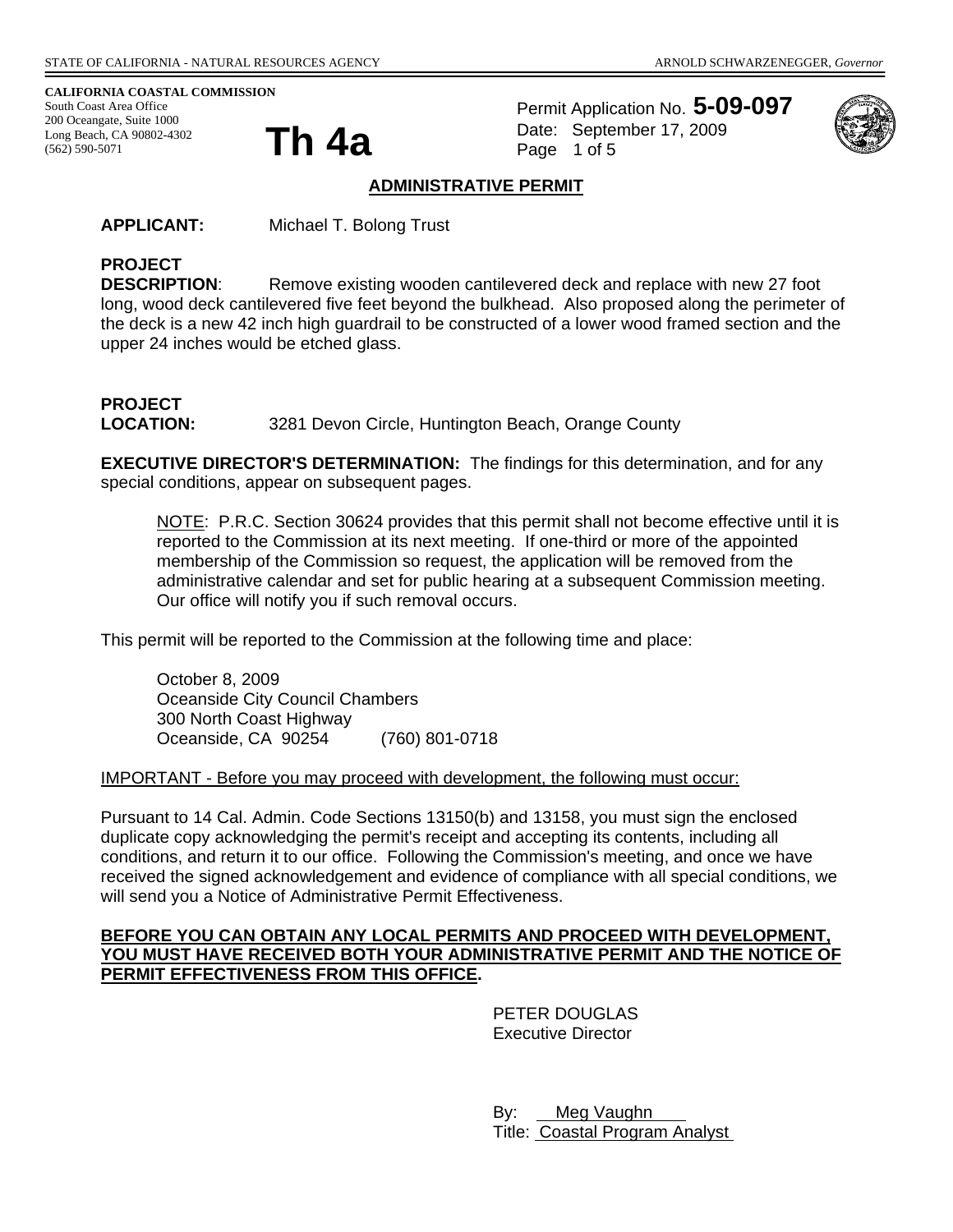STATE OF CALIFORNIA - NATURAL RESOURCES AGENCY | ARNOLD SCHWARZENEGGER, *Governor*

**CALIFORNIA COASTAL COMMISSION**
South Coast Area Office
200 Oceangate, Suite 1000
Long Beach, CA 90802-4302
(562) 590-5071

# Th 4a

Permit Application No. **5-09-097**
Date: September 17, 2009

## ADMINISTRATIVE PERMIT

**APPLICANT:** Michael T. Bolong Trust

**PROJECT DESCRIPTION**: Remove existing wooden cantilevered deck and replace with new 27 foot long, wood deck cantilevered five feet beyond the bulkhead. Also proposed along the perimeter of the deck is a new 42 inch high guardrail to be constructed of a lower wood framed section and the upper 24 inches would be etched glass.

**PROJECT LOCATION:** 3281 Devon Circle, Huntington Beach, Orange County

**EXECUTIVE DIRECTOR'S DETERMINATION:** The findings for this determination, and for any special conditions, appear on subsequent pages.

> NOTE: P.R.C. Section 30624 provides that this permit shall not become effective until it is reported to the Commission at its next meeting. If one-third or more of the appointed membership of the Commission so request, the application will be removed from the administrative calendar and set for public hearing at a subsequent Commission meeting. Our office will notify you if such removal occurs.

This permit will be reported to the Commission at the following time and place:

> October 8, 2009
> Oceanside City Council Chambers
> 300 North Coast Highway
> Oceanside, CA 90254 (760) 801-0718

IMPORTANT - Before you may proceed with development, the following must occur:

Pursuant to 14 Cal. Admin. Code Sections 13150(b) and 13158, you must sign the enclosed duplicate copy acknowledging the permit's receipt and accepting its contents, including all conditions, and return it to our office. Following the Commission's meeting, and once we have received the signed acknowledgement and evidence of compliance with all special conditions, we will send you a Notice of Administrative Permit Effectiveness.

**BEFORE YOU CAN OBTAIN ANY LOCAL PERMITS AND PROCEED WITH DEVELOPMENT, YOU MUST HAVE RECEIVED BOTH YOUR ADMINISTRATIVE PERMIT AND THE NOTICE OF PERMIT EFFECTIVENESS FROM THIS OFFICE.**

PETER DOUGLAS
Executive Director

By: Meg Vaughn
Title: Coastal Program Analyst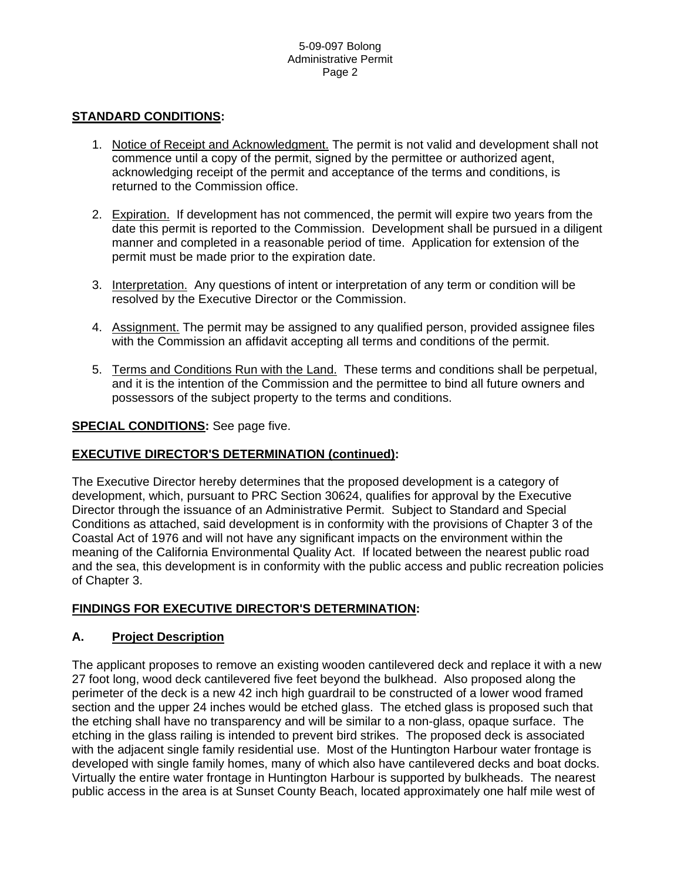**STANDARD CONDITIONS:**

1. Notice of Receipt and Acknowledgment. The permit is not valid and development shall not commence until a copy of the permit, signed by the permittee or authorized agent, acknowledging receipt of the permit and acceptance of the terms and conditions, is returned to the Commission office.

2. Expiration. If development has not commenced, the permit will expire two years from the date this permit is reported to the Commission. Development shall be pursued in a diligent manner and completed in a reasonable period of time. Application for extension of the permit must be made prior to the expiration date.

3. Interpretation. Any questions of intent or interpretation of any term or condition will be resolved by the Executive Director or the Commission.

4. Assignment. The permit may be assigned to any qualified person, provided assignee files with the Commission an affidavit accepting all terms and conditions of the permit.

5. Terms and Conditions Run with the Land. These terms and conditions shall be perpetual, and it is the intention of the Commission and the permittee to bind all future owners and possessors of the subject property to the terms and conditions.

**SPECIAL CONDITIONS:** See page five.

**EXECUTIVE DIRECTOR'S DETERMINATION (continued):**

The Executive Director hereby determines that the proposed development is a category of development, which, pursuant to PRC Section 30624, qualifies for approval by the Executive Director through the issuance of an Administrative Permit. Subject to Standard and Special Conditions as attached, said development is in conformity with the provisions of Chapter 3 of the Coastal Act of 1976 and will not have any significant impacts on the environment within the meaning of the California Environmental Quality Act. If located between the nearest public road and the sea, this development is in conformity with the public access and public recreation policies of Chapter 3.

**FINDINGS FOR EXECUTIVE DIRECTOR'S DETERMINATION:**

## A. Project Description

The applicant proposes to remove an existing wooden cantilevered deck and replace it with a new 27 foot long, wood deck cantilevered five feet beyond the bulkhead. Also proposed along the perimeter of the deck is a new 42 inch high guardrail to be constructed of a lower wood framed section and the upper 24 inches would be etched glass. The etched glass is proposed such that the etching shall have no transparency and will be similar to a non-glass, opaque surface. The etching in the glass railing is intended to prevent bird strikes. The proposed deck is associated with the adjacent single family residential use. Most of the Huntington Harbour water frontage is developed with single family homes, many of which also have cantilevered decks and boat docks. Virtually the entire water frontage in Huntington Harbour is supported by bulkheads. The nearest public access in the area is at Sunset County Beach, located approximately one half mile west of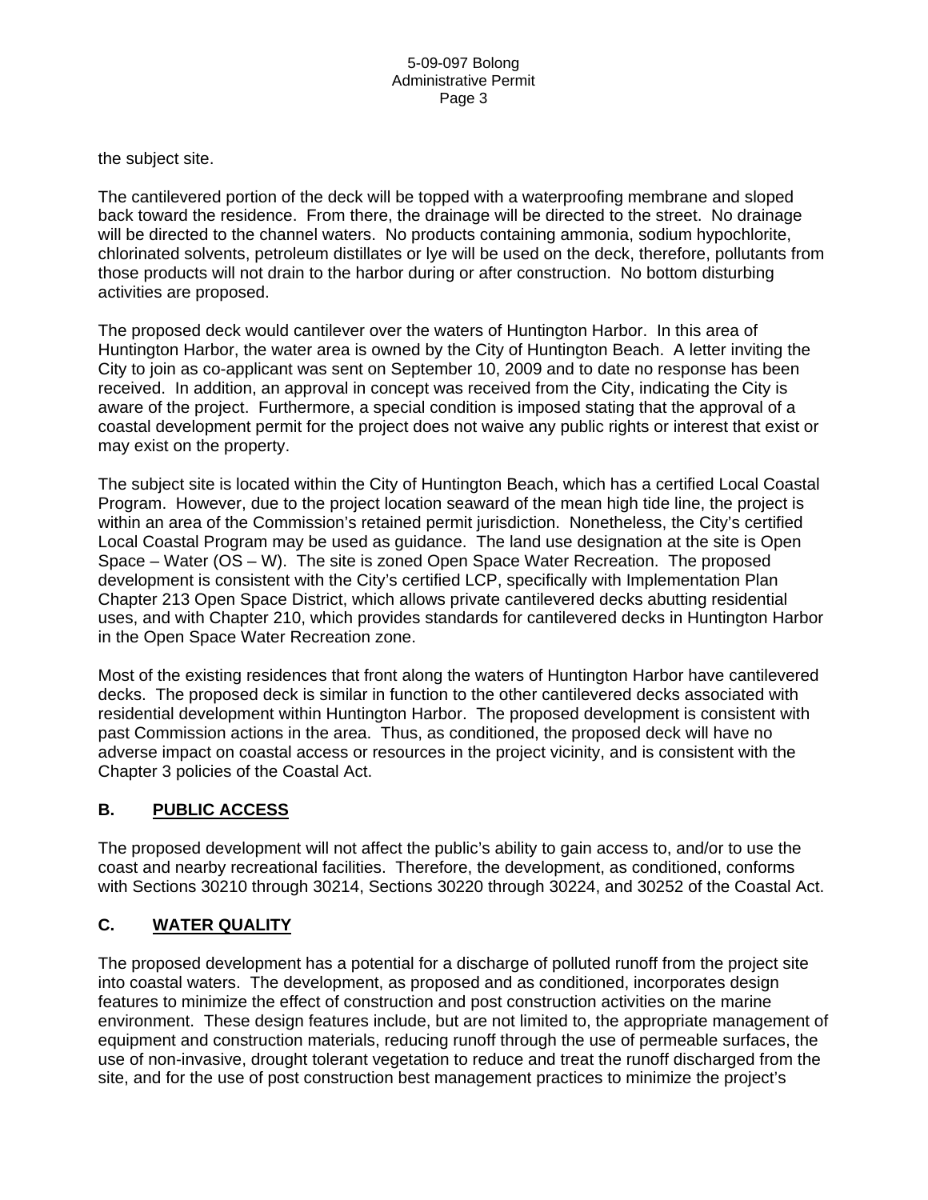the subject site.

The cantilevered portion of the deck will be topped with a waterproofing membrane and sloped back toward the residence. From there, the drainage will be directed to the street. No drainage will be directed to the channel waters. No products containing ammonia, sodium hypochlorite, chlorinated solvents, petroleum distillates or lye will be used on the deck, therefore, pollutants from those products will not drain to the harbor during or after construction. No bottom disturbing activities are proposed.

The proposed deck would cantilever over the waters of Huntington Harbor. In this area of Huntington Harbor, the water area is owned by the City of Huntington Beach. A letter inviting the City to join as co-applicant was sent on September 10, 2009 and to date no response has been received. In addition, an approval in concept was received from the City, indicating the City is aware of the project. Furthermore, a special condition is imposed stating that the approval of a coastal development permit for the project does not waive any public rights or interest that exist or may exist on the property.

The subject site is located within the City of Huntington Beach, which has a certified Local Coastal Program. However, due to the project location seaward of the mean high tide line, the project is within an area of the Commission's retained permit jurisdiction. Nonetheless, the City's certified Local Coastal Program may be used as guidance. The land use designation at the site is Open Space – Water (OS – W). The site is zoned Open Space Water Recreation. The proposed development is consistent with the City's certified LCP, specifically with Implementation Plan Chapter 213 Open Space District, which allows private cantilevered decks abutting residential uses, and with Chapter 210, which provides standards for cantilevered decks in Huntington Harbor in the Open Space Water Recreation zone.

Most of the existing residences that front along the waters of Huntington Harbor have cantilevered decks. The proposed deck is similar in function to the other cantilevered decks associated with residential development within Huntington Harbor. The proposed development is consistent with past Commission actions in the area. Thus, as conditioned, the proposed deck will have no adverse impact on coastal access or resources in the project vicinity, and is consistent with the Chapter 3 policies of the Coastal Act.

## B. PUBLIC ACCESS

The proposed development will not affect the public's ability to gain access to, and/or to use the coast and nearby recreational facilities. Therefore, the development, as conditioned, conforms with Sections 30210 through 30214, Sections 30220 through 30224, and 30252 of the Coastal Act.

## C. WATER QUALITY

The proposed development has a potential for a discharge of polluted runoff from the project site into coastal waters. The development, as proposed and as conditioned, incorporates design features to minimize the effect of construction and post construction activities on the marine environment. These design features include, but are not limited to, the appropriate management of equipment and construction materials, reducing runoff through the use of permeable surfaces, the use of non-invasive, drought tolerant vegetation to reduce and treat the runoff discharged from the site, and for the use of post construction best management practices to minimize the project's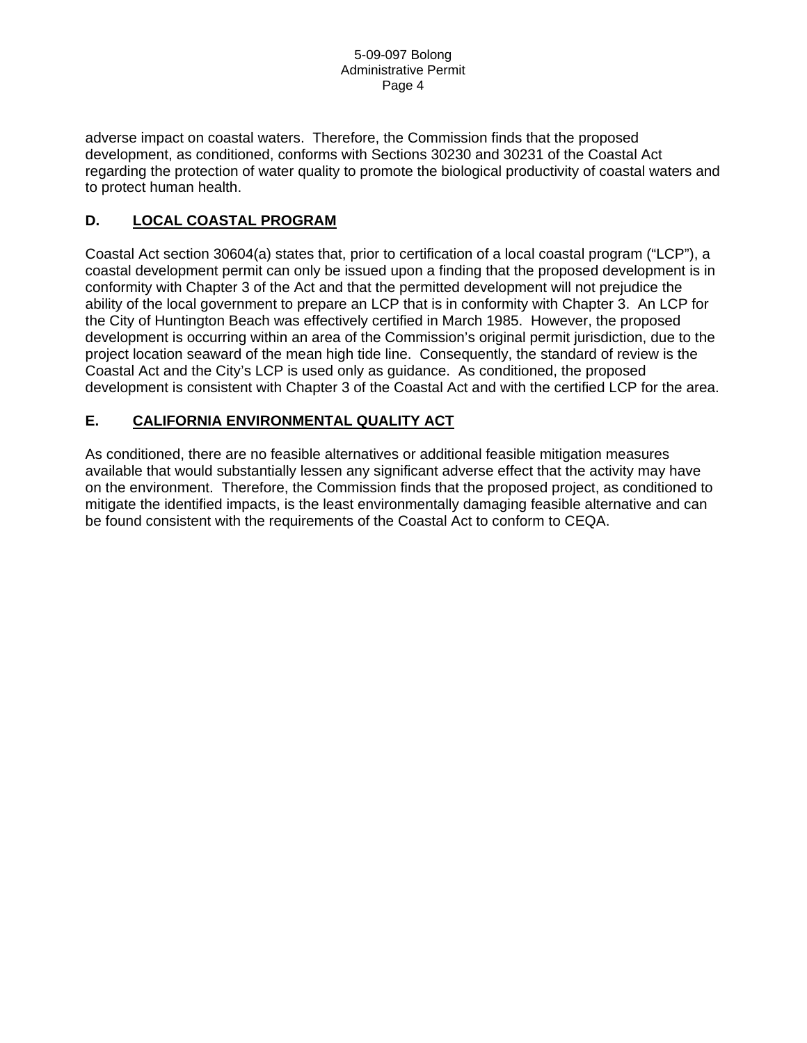adverse impact on coastal waters. Therefore, the Commission finds that the proposed development, as conditioned, conforms with Sections 30230 and 30231 of the Coastal Act regarding the protection of water quality to promote the biological productivity of coastal waters and to protect human health.

## D. LOCAL COASTAL PROGRAM

Coastal Act section 30604(a) states that, prior to certification of a local coastal program ("LCP"), a coastal development permit can only be issued upon a finding that the proposed development is in conformity with Chapter 3 of the Act and that the permitted development will not prejudice the ability of the local government to prepare an LCP that is in conformity with Chapter 3. An LCP for the City of Huntington Beach was effectively certified in March 1985. However, the proposed development is occurring within an area of the Commission's original permit jurisdiction, due to the project location seaward of the mean high tide line. Consequently, the standard of review is the Coastal Act and the City's LCP is used only as guidance. As conditioned, the proposed development is consistent with Chapter 3 of the Coastal Act and with the certified LCP for the area.

## E. CALIFORNIA ENVIRONMENTAL QUALITY ACT

As conditioned, there are no feasible alternatives or additional feasible mitigation measures available that would substantially lessen any significant adverse effect that the activity may have on the environment. Therefore, the Commission finds that the proposed project, as conditioned to mitigate the identified impacts, is the least environmentally damaging feasible alternative and can be found consistent with the requirements of the Coastal Act to conform to CEQA.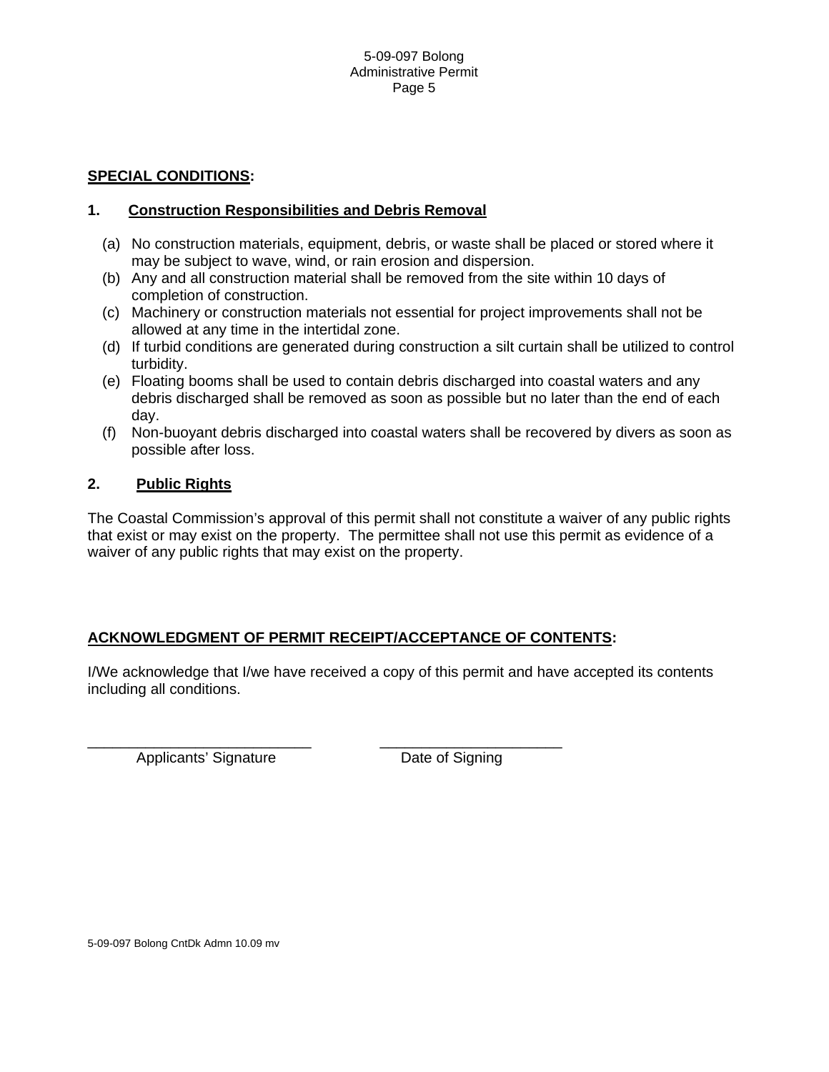## SPECIAL CONDITIONS:

### 1. Construction Responsibilities and Debris Removal

(a) No construction materials, equipment, debris, or waste shall be placed or stored where it may be subject to wave, wind, or rain erosion and dispersion.
(b) Any and all construction material shall be removed from the site within 10 days of completion of construction.
(c) Machinery or construction materials not essential for project improvements shall not be allowed at any time in the intertidal zone.
(d) If turbid conditions are generated during construction a silt curtain shall be utilized to control turbidity.
(e) Floating booms shall be used to contain debris discharged into coastal waters and any debris discharged shall be removed as soon as possible but no later than the end of each day.
(f) Non-buoyant debris discharged into coastal waters shall be recovered by divers as soon as possible after loss.

### 2. Public Rights

The Coastal Commission's approval of this permit shall not constitute a waiver of any public rights that exist or may exist on the property. The permittee shall not use this permit as evidence of a waiver of any public rights that may exist on the property.

## ACKNOWLEDGMENT OF PERMIT RECEIPT/ACCEPTANCE OF CONTENTS:

I/We acknowledge that I/we have received a copy of this permit and have accepted its contents including all conditions.

\_\_\_\_\_\_\_\_\_\_\_\_\_\_\_\_\_\_\_\_\_\_\_\_\_\_\_\_ \_\_\_\_\_\_\_\_\_\_\_\_\_\_\_\_\_\_\_\_\_\_\_

Applicants' Signature Date of Signing

5-09-097 Bolong CntDk Admn 10.09 mv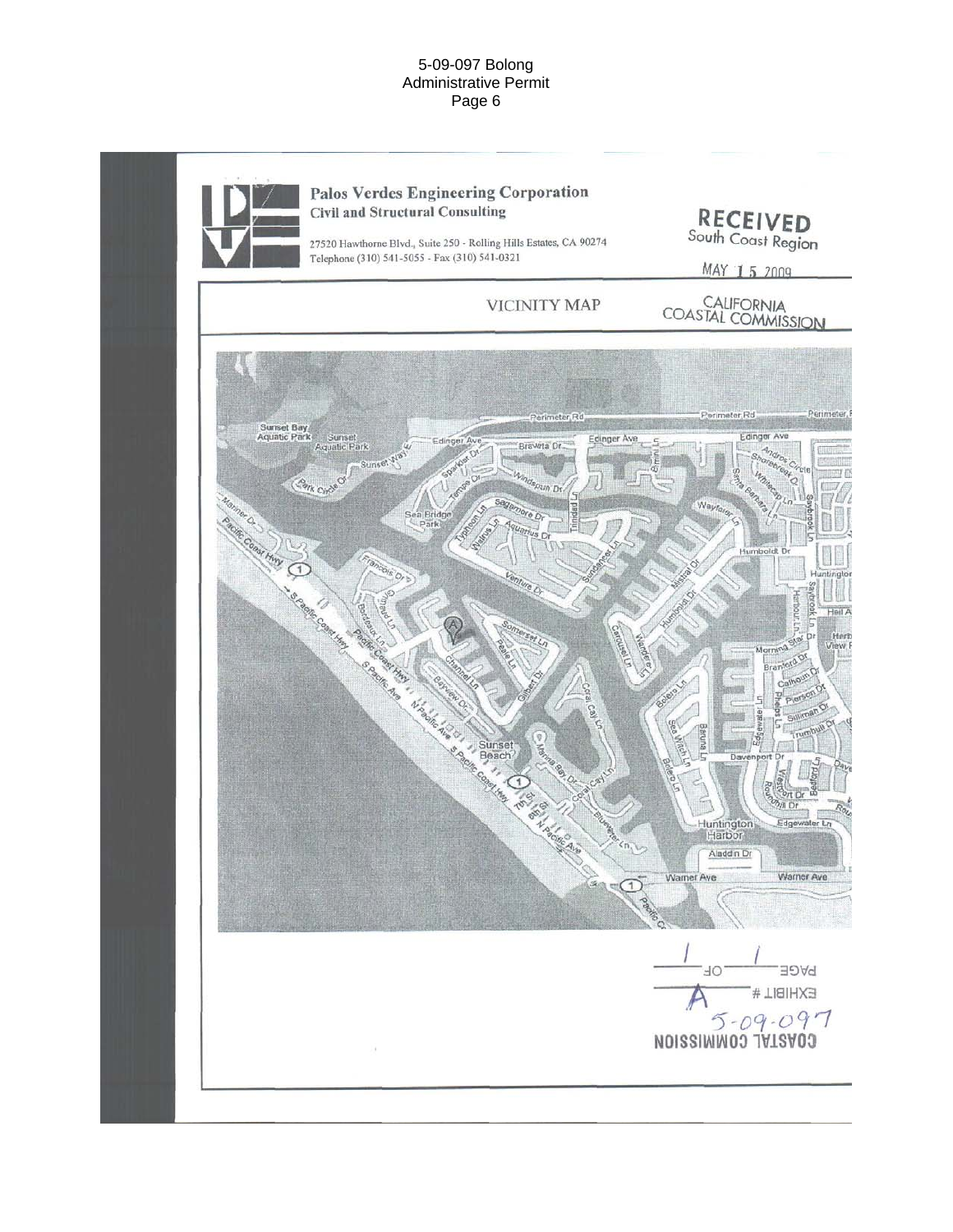# Palos Verdes Engineering Corporation

**Civil and Structural Consulting**

27520 Hawthorne Blvd., Suite 250 - Rolling Hills Estates, CA 90274
Telephone (310) 541-5055 - Fax (310) 541-0321

RECEIVED
South Coast Region

MAY 15 2009

CALIFORNIA
COASTAL COMMISSION

## VICINITY MAP

COASTAL COMMISSION
5-09-097
EXHIBIT # A
PAGE 1 OF 1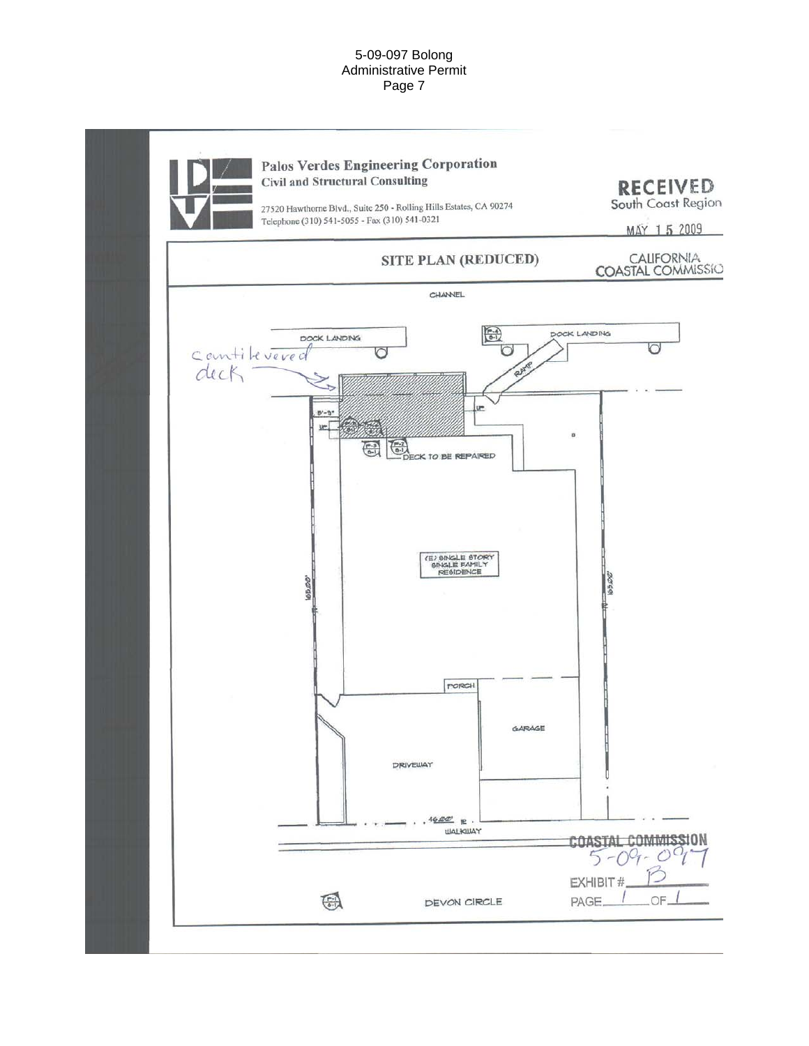**Palos Verdes Engineering Corporation**
**Civil and Structural Consulting**

27520 Hawthorne Blvd., Suite 250 - Rolling Hills Estates, CA 90274
Telephone (310) 541-5055 - Fax (310) 541-0321

**RECEIVED**
South Coast Region

MAY 15 2009

CALIFORNIA
COASTAL COMMISSION

## SITE PLAN (REDUCED)

CHANNEL

DOCK LANDING

DOCK LANDING

RAMP

cantilevered deck

8'-9"

UP

UP

DECK TO BE REPAIRED

(E) SINGLE STORY SINGLE FAMILY RESIDENCE

165.00'

165.00'

PORCH

GARAGE

DRIVEWAY

46.00'

WALKWAY

DEVON CIRCLE

**COASTAL COMMISSION**
5-09-097

EXHIBIT # B

PAGE 1 OF 1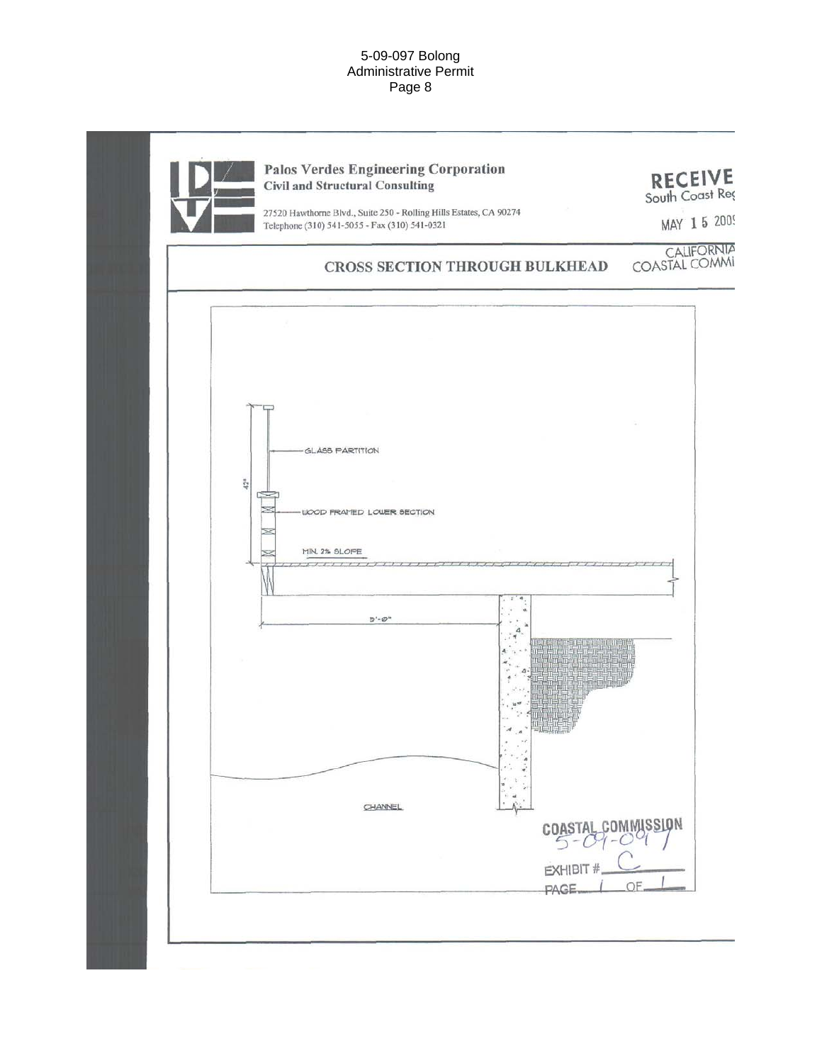**Palos Verdes Engineering Corporation**
**Civil and Structural Consulting**

27520 Hawthorne Blvd., Suite 250 - Rolling Hills Estates, CA 90274
Telephone (310) 541-5055 - Fax (310) 541-0321

RECEIVE
South Coast Reg

MAY 1 5 2009

CALIFORNIA
COASTAL COMMI

## CROSS SECTION THROUGH BULKHEAD

GLASS PARTITION

42"

WOOD FRAMED LOWER SECTION

MIN. 2% SLOPE

5'-0"

CHANNEL

COASTAL COMMISSION
5-09-097

EXHIBIT # C

PAGE 1 OF 1